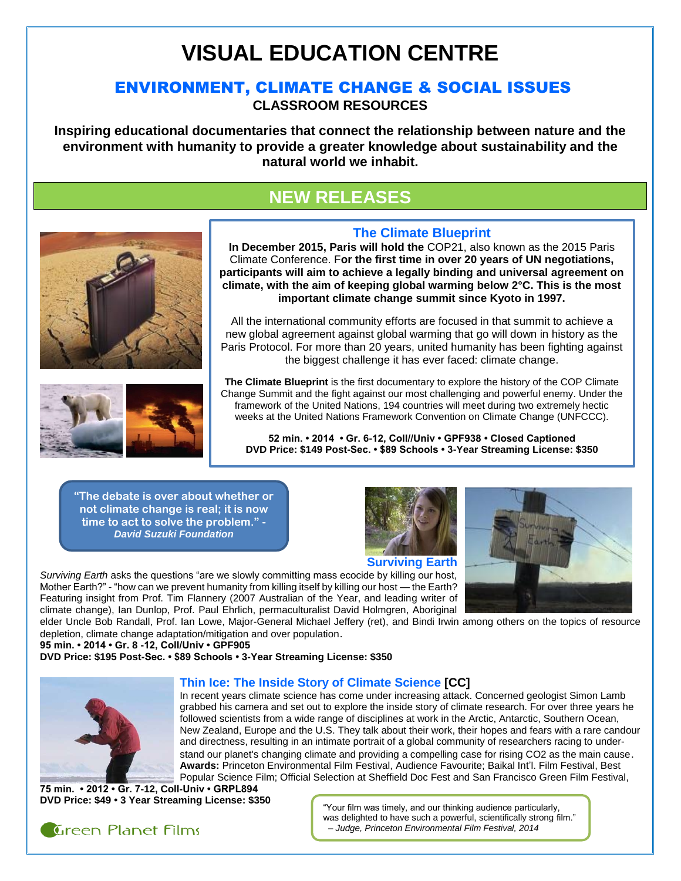# VISUAL EDUCATION CENTRE

## ENVIRONMENT, CLIMATE CHANGE & SOCIAL ISSUES

**CLASSROOM RESOURCES**

**Inspiring educational documentaries that connect the relationship between nature and the environment with humanity to provide a greater knowledge about sustainability and the natural world we inhabit.**

## NEW RELEASES

### The Climate Blueprint

**In December 2015, Paris will hold the** COP21, also known as the 2015 Paris Climate Conference. F**or the first time in over 20 years of UN negotiations, participants will aim to achieve a legally binding and universal agreement on climate, with the aim of keeping global warming below 2°C. This is the most important climate change summit since Kyoto in 1997.**

All the international community efforts are focused in that summit to achieve a new global agreement against global warming that go will down in history as the Paris Protocol. For more than 20 years, united humanity has been fighting against the biggest challenge it has ever faced: climate change.

**The Climate Blueprint** is the first documentary to explore the history of the COP Climate Change Summit and the fight against our most challenging and powerful enemy. Under the framework of the United Nations, 194 countries will meet during two extremely hectic weeks at the United Nations Framework Convention on Climate Change (UNFCCC).

**52 min. • 2014 • Gr. 6-12, Coll//Univ • GPF938 • Closed Captioned**
**DVD Price: $149 Post-Sec. • $89 Schools • 3-Year Streaming License: $350**

**"The debate is over about whether or not climate change is real; it is now time to act to solve the problem." -** ***David Suzuki Foundation***

### Surviving Earth

*Surviving Earth* asks the questions "are we slowly committing mass ecocide by killing our host, Mother Earth?" - "how can we prevent humanity from killing itself by killing our host — the Earth? Featuring insight from Prof. Tim Flannery (2007 Australian of the Year, and leading writer of climate change), Ian Dunlop, Prof. Paul Ehrlich, permaculturalist David Holmgren, Aboriginal elder Uncle Bob Randall, Prof. Ian Lowe, Major-General Michael Jeffery (ret), and Bindi Irwin among others on the topics of resource depletion, climate change adaptation/mitigation and over population.

**95 min. • 2014 • Gr. 8 -12, Coll/Univ • GPF905**
**DVD Price: $195 Post-Sec. • $89 Schools • 3-Year Streaming License: $350**

### Thin Ice: The Inside Story of Climate Science [CC]

In recent years climate science has come under increasing attack. Concerned geologist Simon Lamb grabbed his camera and set out to explore the inside story of climate research. For over three years he followed scientists from a wide range of disciplines at work in the Arctic, Antarctic, Southern Ocean, New Zealand, Europe and the U.S. They talk about their work, their hopes and fears with a rare candour and directness, resulting in an intimate portrait of a global community of researchers racing to understand our planet's changing climate and providing a compelling case for rising CO2 as the main cause. **Awards:** Princeton Environmental Film Festival, Audience Favourite; Baikal Int'l. Film Festival, Best Popular Science Film; Official Selection at Sheffield Doc Fest and San Francisco Green Film Festival,

**75 min. • 2012 • Gr. 7-12, Coll-Univ • GRPL894**
**DVD Price: $49 • 3 Year Streaming License: $350**

"Your film was timely, and our thinking audience particularly, was delighted to have such a powerful, scientifically strong film." – *Judge, Princeton Environmental Film Festival, 2014*

Green Planet Films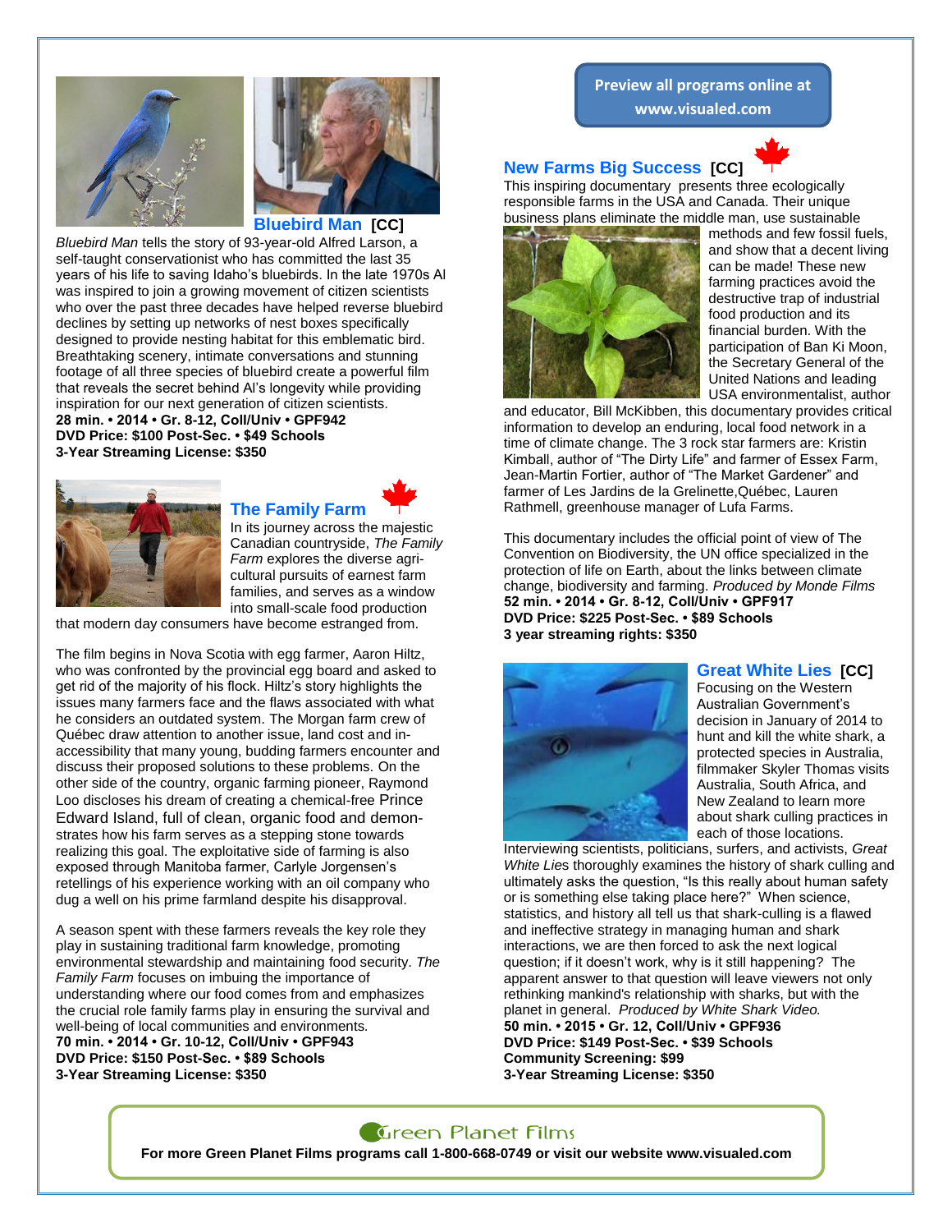## Bluebird Man [CC]

*Bluebird Man* tells the story of 93-year-old Alfred Larson, a self-taught conservationist who has committed the last 35 years of his life to saving Idaho's bluebirds. In the late 1970s Al was inspired to join a growing movement of citizen scientists who over the past three decades have helped reverse bluebird declines by setting up networks of nest boxes specifically designed to provide nesting habitat for this emblematic bird. Breathtaking scenery, intimate conversations and stunning footage of all three species of bluebird create a powerful film that reveals the secret behind Al's longevity while providing inspiration for our next generation of citizen scientists.

**28 min. • 2014 • Gr. 8-12, Coll/Univ • GPF942**
**DVD Price: $100 Post-Sec. • $49 Schools**
**3-Year Streaming License: $350**

## The Family Farm

In its journey across the majestic Canadian countryside, *The Family Farm* explores the diverse agricultural pursuits of earnest farm families, and serves as a window into small-scale food production that modern day consumers have become estranged from.

The film begins in Nova Scotia with egg farmer, Aaron Hiltz, who was confronted by the provincial egg board and asked to get rid of the majority of his flock. Hiltz's story highlights the issues many farmers face and the flaws associated with what he considers an outdated system. The Morgan farm crew of Québec draw attention to another issue, land cost and inaccessibility that many young, budding farmers encounter and discuss their proposed solutions to these problems. On the other side of the country, organic farming pioneer, Raymond Loo discloses his dream of creating a chemical-free Prince Edward Island, full of clean, organic food and demonstrates how his farm serves as a stepping stone towards realizing this goal. The exploitative side of farming is also exposed through Manitoba farmer, Carlyle Jorgensen's retellings of his experience working with an oil company who dug a well on his prime farmland despite his disapproval.

A season spent with these farmers reveals the key role they play in sustaining traditional farm knowledge, promoting environmental stewardship and maintaining food security. *The Family Farm* focuses on imbuing the importance of understanding where our food comes from and emphasizes the crucial role family farms play in ensuring the survival and well-being of local communities and environments.

**70 min. • 2014 • Gr. 10-12, Coll/Univ • GPF943**
**DVD Price: $150 Post-Sec. • $89 Schools**
**3-Year Streaming License: $350**

Preview all programs online at www.visualed.com

## New Farms Big Success [CC]

This inspiring documentary presents three ecologically responsible farms in the USA and Canada. Their unique business plans eliminate the middle man, use sustainable methods and few fossil fuels, and show that a decent living can be made! These new farming practices avoid the destructive trap of industrial food production and its financial burden. With the participation of Ban Ki Moon, the Secretary General of the United Nations and leading USA environmentalist, author and educator, Bill McKibben, this documentary provides critical information to develop an enduring, local food network in a time of climate change. The 3 rock star farmers are: Kristin Kimball, author of "The Dirty Life" and farmer of Essex Farm, Jean-Martin Fortier, author of "The Market Gardener" and farmer of Les Jardins de la Grelinette,Québec, Lauren Rathmell, greenhouse manager of Lufa Farms.

This documentary includes the official point of view of The Convention on Biodiversity, the UN office specialized in the protection of life on Earth, about the links between climate change, biodiversity and farming. *Produced by Monde Films*

**52 min. • 2014 • Gr. 8-12, Coll/Univ • GPF917**
**DVD Price: $225 Post-Sec. • $89 Schools**
**3 year streaming rights: $350**

## Great White Lies [CC]

Focusing on the Western Australian Government's decision in January of 2014 to hunt and kill the white shark, a protected species in Australia, filmmaker Skyler Thomas visits Australia, South Africa, and New Zealand to learn more about shark culling practices in each of those locations. Interviewing scientists, politicians, surfers, and activists, *Great White Lies* thoroughly examines the history of shark culling and ultimately asks the question, "Is this really about human safety or is something else taking place here?" When science, statistics, and history all tell us that shark-culling is a flawed and ineffective strategy in managing human and shark interactions, we are then forced to ask the next logical question; if it doesn't work, why is it still happening? The apparent answer to that question will leave viewers not only rethinking mankind's relationship with sharks, but with the planet in general. *Produced by White Shark Video.*

**50 min. • 2015 • Gr. 12, Coll/Univ • GPF936**
**DVD Price: $149 Post-Sec. • $39 Schools**
**Community Screening: $99**
**3-Year Streaming License: $350**

Green Planet Films

**For more Green Planet Films programs call 1-800-668-0749 or visit our website www.visualed.com**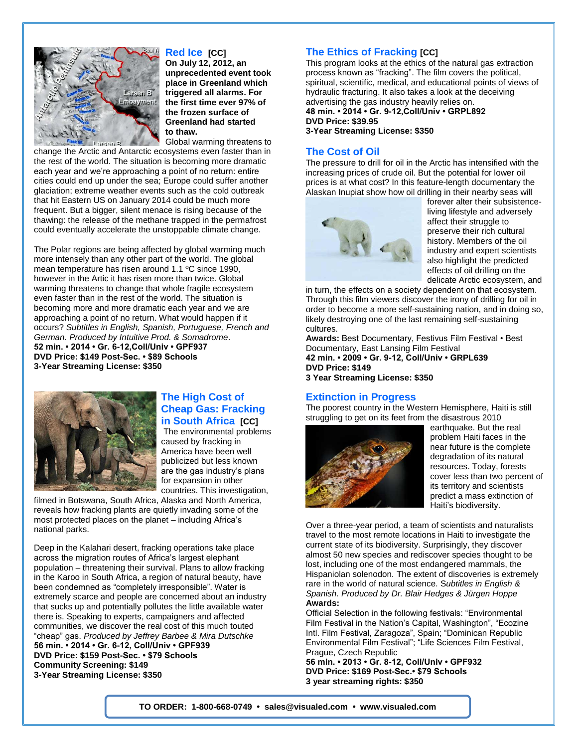## Red Ice [CC]

**On July 12, 2012, an unprecedented event took place in Greenland which triggered all alarms. For the first time ever 97% of the frozen surface of Greenland had started to thaw.**

Global warming threatens to change the Arctic and Antarctic ecosystems even faster than in the rest of the world. The situation is becoming more dramatic each year and we're approaching a point of no return: entire cities could end up under the sea; Europe could suffer another glaciation; extreme weather events such as the cold outbreak that hit Eastern US on January 2014 could be much more frequent. But a bigger, silent menace is rising because of the thawing: the release of the methane trapped in the permafrost could eventually accelerate the unstoppable climate change.

The Polar regions are being affected by global warming much more intensely than any other part of the world. The global mean temperature has risen around 1.1 ºC since 1990, however in the Artic it has risen more than twice. Global warming threatens to change that whole fragile ecosystem even faster than in the rest of the world. The situation is becoming more and more dramatic each year and we are approaching a point of no return. What would happen if it occurs? *Subtitles in English, Spanish, Portuguese, French and German. Produced by Intuitive Prod. & Somadrome*.

**52 min. • 2014 • Gr. 6-12,Coll/Univ • GPF937**
**DVD Price: $149 Post-Sec. • $89 Schools**
**3-Year Streaming License: $350**

## The High Cost of Cheap Gas: Fracking in South Africa [CC]

The environmental problems caused by fracking in America have been well publicized but less known are the gas industry's plans for expansion in other countries. This investigation, filmed in Botswana, South Africa, Alaska and North America, reveals how fracking plants are quietly invading some of the most protected places on the planet – including Africa's national parks.

Deep in the Kalahari desert, fracking operations take place across the migration routes of Africa's largest elephant population – threatening their survival. Plans to allow fracking in the Karoo in South Africa, a region of natural beauty, have been condemned as "completely irresponsible". Water is extremely scarce and people are concerned about an industry that sucks up and potentially pollutes the little available water there is. Speaking to experts, campaigners and affected communities, we discover the real cost of this much touted "cheap" gas. *Produced by Jeffrey Barbee & Mira Dutschke*

**56 min. • 2014 • Gr. 6-12, Coll/Univ • GPF939**
**DVD Price: $159 Post-Sec. • $79 Schools**
**Community Screening: $149**
**3-Year Streaming License: $350**

## The Ethics of Fracking [CC]

This program looks at the ethics of the natural gas extraction process known as "fracking". The film covers the political, spiritual, scientific, medical, and educational points of views of hydraulic fracturing. It also takes a look at the deceiving advertising the gas industry heavily relies on.

**48 min. • 2014 • Gr. 9-12,Coll/Univ • GRPL892**
**DVD Price: $39.95**
**3-Year Streaming License: $350**

## The Cost of Oil

The pressure to drill for oil in the Arctic has intensified with the increasing prices of crude oil. But the potential for lower oil prices is at what cost? In this feature-length documentary the Alaskan Inupiat show how oil drilling in their nearby seas will forever alter their subsistence-living lifestyle and adversely affect their struggle to preserve their rich cultural history. Members of the oil industry and expert scientists also highlight the predicted effects of oil drilling on the delicate Arctic ecosystem, and in turn, the effects on a society dependent on that ecosystem. Through this film viewers discover the irony of drilling for oil in order to become a more self-sustaining nation, and in doing so, likely destroying one of the last remaining self-sustaining cultures.

**Awards:** Best Documentary, Festivus Film Festival • Best Documentary, East Lansing Film Festival

**42 min. • 2009 • Gr. 9-12, Coll/Univ • GRPL639**
**DVD Price: $149**
**3 Year Streaming License: $350**

## Extinction in Progress

The poorest country in the Western Hemisphere, Haiti is still struggling to get on its feet from the disastrous 2010 earthquake. But the real problem Haiti faces in the near future is the complete degradation of its natural resources. Today, forests cover less than two percent of its territory and scientists predict a mass extinction of Haiti's biodiversity.

Over a three-year period, a team of scientists and naturalists travel to the most remote locations in Haiti to investigate the current state of its biodiversity. Surprisingly, they discover almost 50 new species and rediscover species thought to be lost, including one of the most endangered mammals, the Hispaniolan solenodon. The extent of discoveries is extremely rare in the world of natural science. *Subtitles in English & Spanish. Produced by Dr. Blair Hedges & Jürgen Hoppe*

**Awards:**
Official Selection in the following festivals: "Environmental Film Festival in the Nation's Capital, Washington", "Ecozine Intl. Film Festival, Zaragoza", Spain; "Dominican Republic Environmental Film Festival"; "Life Sciences Film Festival, Prague, Czech Republic

**56 min. • 2013 • Gr. 8-12, Coll/Univ • GPF932**
**DVD Price: $169 Post-Sec.• $79 Schools**
**3 year streaming rights: $350**

**TO ORDER: 1-800-668-0749 • sales@visualed.com • www.visualed.com**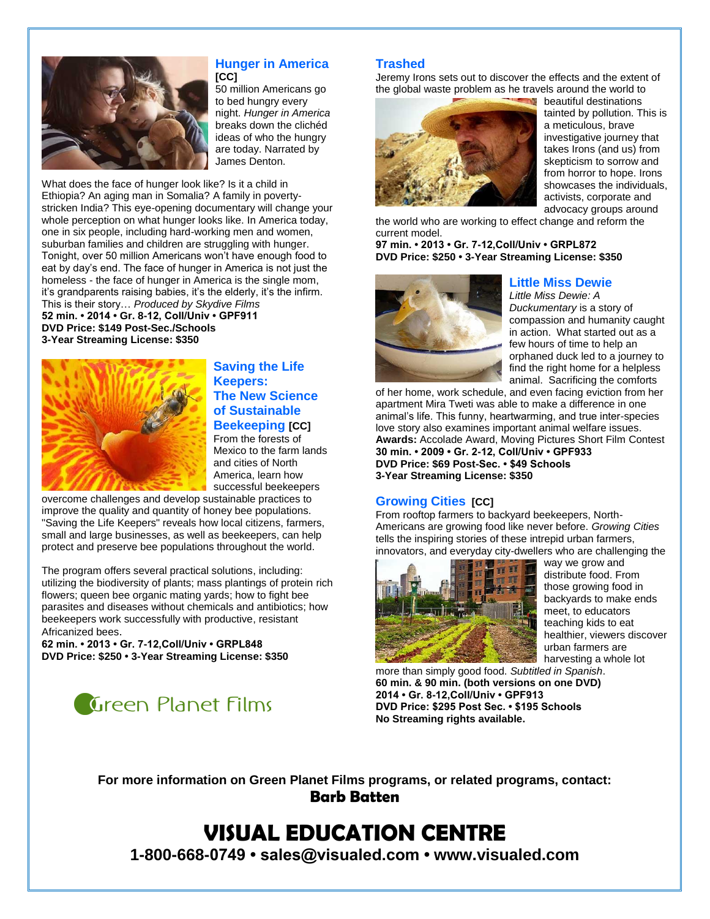## Hunger in America

**[CC]**

50 million Americans go to bed hungry every night. *Hunger in America* breaks down the clichéd ideas of who the hungry are today. Narrated by James Denton.

What does the face of hunger look like? Is it a child in Ethiopia? An aging man in Somalia? A family in poverty-stricken India? This eye-opening documentary will change your whole perception on what hunger looks like. In America today, one in six people, including hard-working men and women, suburban families and children are struggling with hunger. Tonight, over 50 million Americans won't have enough food to eat by day's end. The face of hunger in America is not just the homeless - the face of hunger in America is the single mom, it's grandparents raising babies, it's the elderly, it's the infirm. This is their story… *Produced by Skydive Films*

**52 min. • 2014 • Gr. 8-12, Coll/Univ • GPF911**
**DVD Price: $149 Post-Sec./Schools**
**3-Year Streaming License: $350**

## Saving the Life Keepers: The New Science of Sustainable Beekeeping **[CC]**

From the forests of Mexico to the farm lands and cities of North America, learn how successful beekeepers overcome challenges and develop sustainable practices to improve the quality and quantity of honey bee populations. "Saving the Life Keepers" reveals how local citizens, farmers, small and large businesses, as well as beekeepers, can help protect and preserve bee populations throughout the world.

The program offers several practical solutions, including: utilizing the biodiversity of plants; mass plantings of protein rich flowers; queen bee organic mating yards; how to fight bee parasites and diseases without chemicals and antibiotics; how beekeepers work successfully with productive, resistant Africanized bees.

**62 min. • 2013 • Gr. 7-12,Coll/Univ • GRPL848**
**DVD Price: $250 • 3-Year Streaming License: $350**

Green Planet Films

## Trashed

Jeremy Irons sets out to discover the effects and the extent of the global waste problem as he travels around the world to beautiful destinations tainted by pollution. This is a meticulous, brave investigative journey that takes Irons (and us) from skepticism to sorrow and from horror to hope. Irons showcases the individuals, activists, corporate and advocacy groups around the world who are working to effect change and reform the current model.

**97 min. • 2013 • Gr. 7-12,Coll/Univ • GRPL872**
**DVD Price: $250 • 3-Year Streaming License: $350**

## Little Miss Dewie

*Little Miss Dewie: A Duckumentary* is a story of compassion and humanity caught in action. What started out as a few hours of time to help an orphaned duck led to a journey to find the right home for a helpless animal. Sacrificing the comforts of her home, work schedule, and even facing eviction from her apartment Mira Tweti was able to make a difference in one animal's life. This funny, heartwarming, and true inter-species love story also examines important animal welfare issues.

**Awards:** Accolade Award, Moving Pictures Short Film Contest
**30 min. • 2009 • Gr. 2-12, Coll/Univ • GPF933**
**DVD Price: $69 Post-Sec. • $49 Schools**
**3-Year Streaming License: $350**

## Growing Cities **[CC]**

From rooftop farmers to backyard beekeepers, North-Americans are growing food like never before. *Growing Cities* tells the inspiring stories of these intrepid urban farmers, innovators, and everyday city-dwellers who are challenging the way we grow and distribute food. From those growing food in backyards to make ends meet, to educators teaching kids to eat healthier, viewers discover urban farmers are harvesting a whole lot more than simply good food. *Subtitled in Spanish*.

**60 min. & 90 min. (both versions on one DVD)**
**2014 • Gr. 8-12,Coll/Univ • GPF913**
**DVD Price: $295 Post Sec. • $195 Schools**
**No Streaming rights available.**

**For more information on Green Planet Films programs, or related programs, contact:**
**Barb Batten**

# VISUAL EDUCATION CENTRE

**1-800-668-0749 • sales@visualed.com • www.visualed.com**